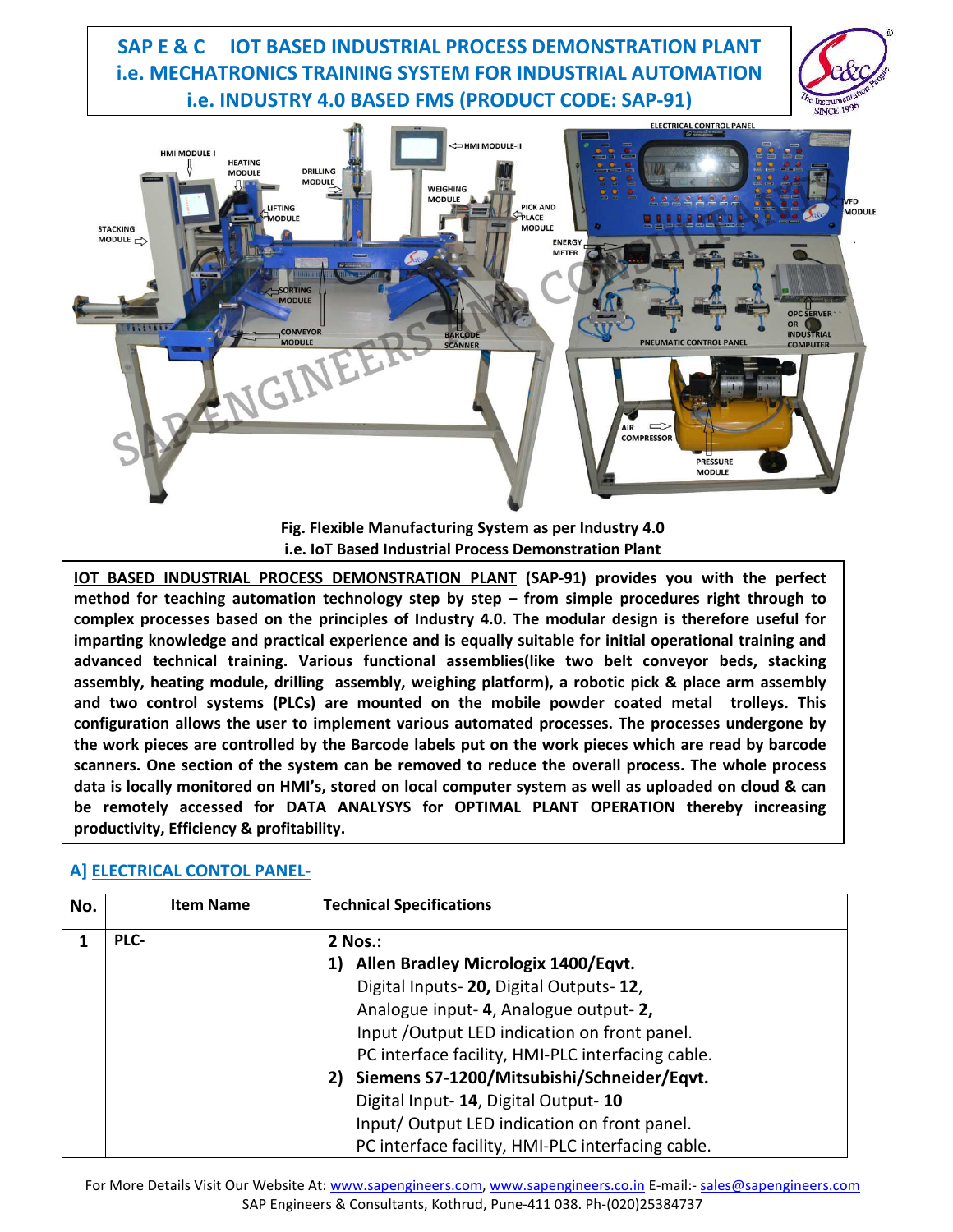# SAP E & C IOT BASED INDUSTRIAL PROCESS DEMONSTRATION PLANT i.e. MECHATRONICS TRAINING SYSTEM FOR INDUSTRIAL AUTOMATION i.e. INDUSTRY 4.0 BASED FMS (PRODUCT CODE: SAP-91)

**Fig. Flexible Manufacturing System as per Industry 4.0**
**i.e. IoT Based Industrial Process Demonstration Plant**

**IOT BASED INDUSTRIAL PROCESS DEMONSTRATION PLANT (SAP-91) provides you with the perfect method for teaching automation technology step by step – from simple procedures right through to complex processes based on the principles of Industry 4.0. The modular design is therefore useful for imparting knowledge and practical experience and is equally suitable for initial operational training and advanced technical training. Various functional assemblies(like two belt conveyor beds, stacking assembly, heating module, drilling assembly, weighing platform), a robotic pick & place arm assembly and two control systems (PLCs) are mounted on the mobile powder coated metal trolleys. This configuration allows the user to implement various automated processes. The processes undergone by the work pieces are controlled by the Barcode labels put on the work pieces which are read by barcode scanners. One section of the system can be removed to reduce the overall process. The whole process data is locally monitored on HMI's, stored on local computer system as well as uploaded on cloud & can be remotely accessed for DATA ANALYSYS for OPTIMAL PLANT OPERATION thereby increasing productivity, Efficiency & profitability.**

## A] ELECTRICAL CONTOL PANEL-

| No. | Item Name | Technical Specifications |
|---|---|---|
| **1** | **PLC-** | **2 Nos.:**<br>**1) Allen Bradley Micrologix 1400/Eqvt.**<br>Digital Inputs- **20**, Digital Outputs- **12**,<br>Analogue input- **4**, Analogue output- **2,**<br>Input /Output LED indication on front panel.<br>PC interface facility, HMI-PLC interfacing cable.<br>**2) Siemens S7-1200/Mitsubishi/Schneider/Eqvt.**<br>Digital Input- **14**, Digital Output- **10**<br>Input/ Output LED indication on front panel.<br>PC interface facility, HMI-PLC interfacing cable. |

For More Details Visit Our Website At: www.sapengineers.com, www.sapengineers.co.in E-mail:- sales@sapengineers.com
SAP Engineers & Consultants, Kothrud, Pune-411 038. Ph-(020)25384737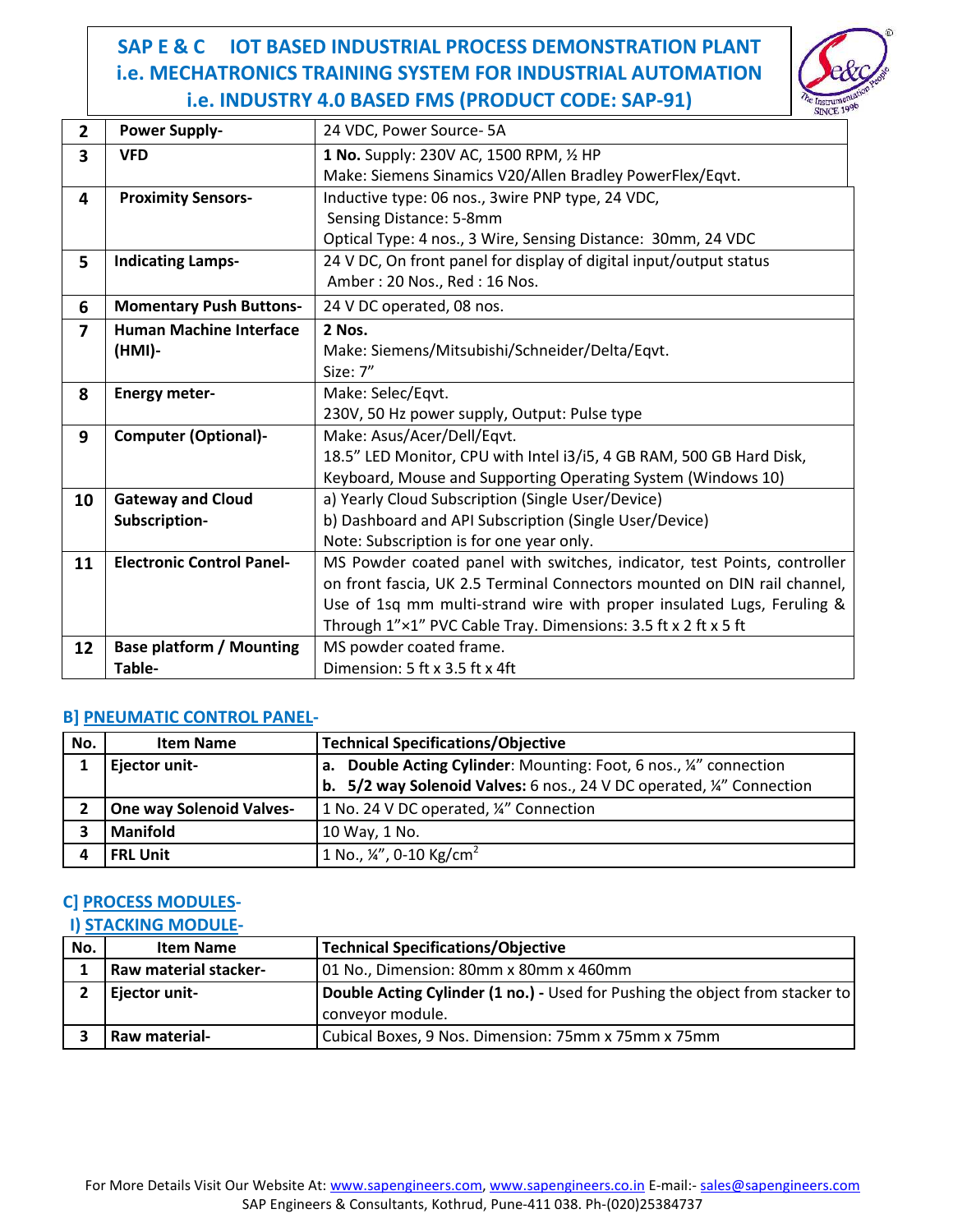| | | |
|---|---|---|
| **2** | **Power Supply-** | 24 VDC, Power Source- 5A |
| **3** | **VFD** | **1 No.** Supply: 230V AC, 1500 RPM, ½ HP<br>Make: Siemens Sinamics V20/Allen Bradley PowerFlex/Eqvt. |
| **4** | **Proximity Sensors-** | Inductive type: 06 nos., 3wire PNP type, 24 VDC,<br>Sensing Distance: 5-8mm<br>Optical Type: 4 nos., 3 Wire, Sensing Distance: 30mm, 24 VDC |
| **5** | **Indicating Lamps-** | 24 V DC, On front panel for display of digital input/output status<br>Amber : 20 Nos., Red : 16 Nos. |
| **6** | **Momentary Push Buttons-** | 24 V DC operated, 08 nos. |
| **7** | **Human Machine Interface (HMI)-** | **2 Nos.**<br>Make: Siemens/Mitsubishi/Schneider/Delta/Eqvt.<br>Size: 7" |
| **8** | **Energy meter-** | Make: Selec/Eqvt.<br>230V, 50 Hz power supply, Output: Pulse type |
| **9** | **Computer (Optional)-** | Make: Asus/Acer/Dell/Eqvt.<br>18.5" LED Monitor, CPU with Intel i3/i5, 4 GB RAM, 500 GB Hard Disk, Keyboard, Mouse and Supporting Operating System (Windows 10) |
| **10** | **Gateway and Cloud Subscription-** | a) Yearly Cloud Subscription (Single User/Device)<br>b) Dashboard and API Subscription (Single User/Device)<br>Note: Subscription is for one year only. |
| **11** | **Electronic Control Panel-** | MS Powder coated panel with switches, indicator, test Points, controller on front fascia, UK 2.5 Terminal Connectors mounted on DIN rail channel, Use of 1sq mm multi-strand wire with proper insulated Lugs, Feruling & Through 1"×1" PVC Cable Tray. Dimensions: 3.5 ft x 2 ft x 5 ft |
| **12** | **Base platform / Mounting Table-** | MS powder coated frame.<br>Dimension: 5 ft x 3.5 ft x 4ft |

## B] PNEUMATIC CONTROL PANEL-

| No. | Item Name | Technical Specifications/Objective |
|---|---|---|
| **1** | **Ejector unit-** | **a. Double Acting Cylinder**: Mounting: Foot, 6 nos., ¼" connection<br>**b. 5/2 way Solenoid Valves:** 6 nos., 24 V DC operated, ¼" Connection |
| **2** | **One way Solenoid Valves-** | 1 No. 24 V DC operated, ¼" Connection |
| **3** | **Manifold** | 10 Way, 1 No. |
| **4** | **FRL Unit** | 1 No., ¼", 0-10 Kg/cm$^2$ |

## C] PROCESS MODULES-

### I) STACKING MODULE-

| No. | Item Name | Technical Specifications/Objective |
|---|---|---|
| **1** | **Raw material stacker-** | 01 No., Dimension: 80mm x 80mm x 460mm |
| **2** | **Ejector unit-** | **Double Acting Cylinder (1 no.) -** Used for Pushing the object from stacker to conveyor module. |
| **3** | **Raw material-** | Cubical Boxes, 9 Nos. Dimension: 75mm x 75mm x 75mm |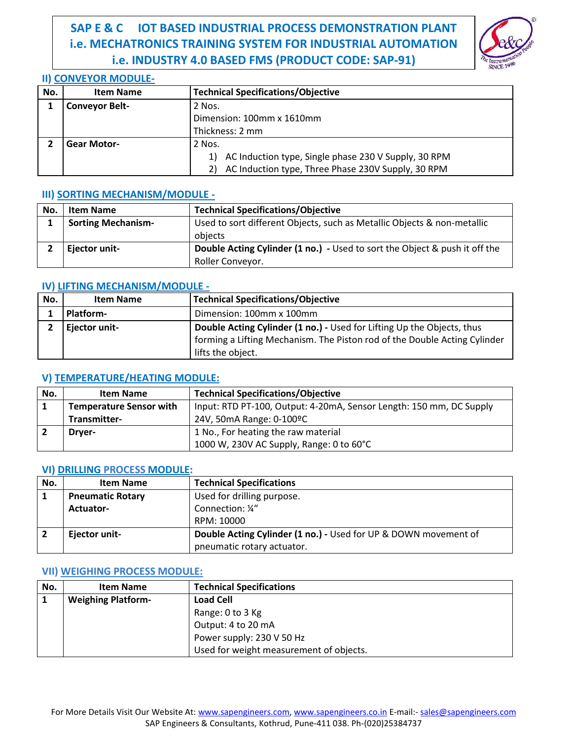# SAP E & C IOT BASED INDUSTRIAL PROCESS DEMONSTRATION PLANT i.e. MECHATRONICS TRAINING SYSTEM FOR INDUSTRIAL AUTOMATION i.e. INDUSTRY 4.0 BASED FMS (PRODUCT CODE: SAP-91)

## II) CONVEYOR MODULE-

| No. | Item Name | Technical Specifications/Objective |
|---|---|---|
| 1 | **Conveyor Belt-** | 2 Nos.<br>Dimension: 100mm x 1610mm<br>Thickness: 2 mm |
| 2 | **Gear Motor-** | 2 Nos.<br>1) AC Induction type, Single phase 230 V Supply, 30 RPM<br>2) AC Induction type, Three Phase 230V Supply, 30 RPM |

## III) SORTING MECHANISM/MODULE -

| No. | Item Name | Technical Specifications/Objective |
|---|---|---|
| 1 | **Sorting Mechanism-** | Used to sort different Objects, such as Metallic Objects & non-metallic objects |
| 2 | **Ejector unit-** | **Double Acting Cylinder (1 no.) -** Used to sort the Object & push it off the Roller Conveyor. |

## IV) LIFTING MECHANISM/MODULE -

| No. | Item Name | Technical Specifications/Objective |
|---|---|---|
| 1 | **Platform-** | Dimension: 100mm x 100mm |
| 2 | **Ejector unit-** | **Double Acting Cylinder (1 no.) -** Used for Lifting Up the Objects, thus forming a Lifting Mechanism. The Piston rod of the Double Acting Cylinder lifts the object. |

## V) TEMPERATURE/HEATING MODULE:

| No. | Item Name | Technical Specifications/Objective |
|---|---|---|
| 1 | **Temperature Sensor with Transmitter-** | Input: RTD PT-100, Output: 4-20mA, Sensor Length: 150 mm, DC Supply 24V, 50mA Range: 0-100ºC |
| 2 | **Dryer-** | 1 No., For heating the raw material<br>1000 W, 230V AC Supply, Range: 0 to 60°C |

## VI) DRILLING PROCESS MODULE:

| No. | Item Name | Technical Specifications |
|---|---|---|
| 1 | **Pneumatic Rotary Actuator-** | Used for drilling purpose.<br>Connection: ¼"<br>RPM: 10000 |
| 2 | **Ejector unit-** | **Double Acting Cylinder (1 no.) -** Used for UP & DOWN movement of pneumatic rotary actuator. |

## VII) WEIGHING PROCESS MODULE:

| No. | Item Name | Technical Specifications |
|---|---|---|
| 1 | **Weighing Platform-** | **Load Cell**<br>Range: 0 to 3 Kg<br>Output: 4 to 20 mA<br>Power supply: 230 V 50 Hz<br>Used for weight measurement of objects. |

For More Details Visit Our Website At: www.sapengineers.com, www.sapengineers.co.in E-mail:- sales@sapengineers.com
SAP Engineers & Consultants, Kothrud, Pune-411 038. Ph-(020)25384737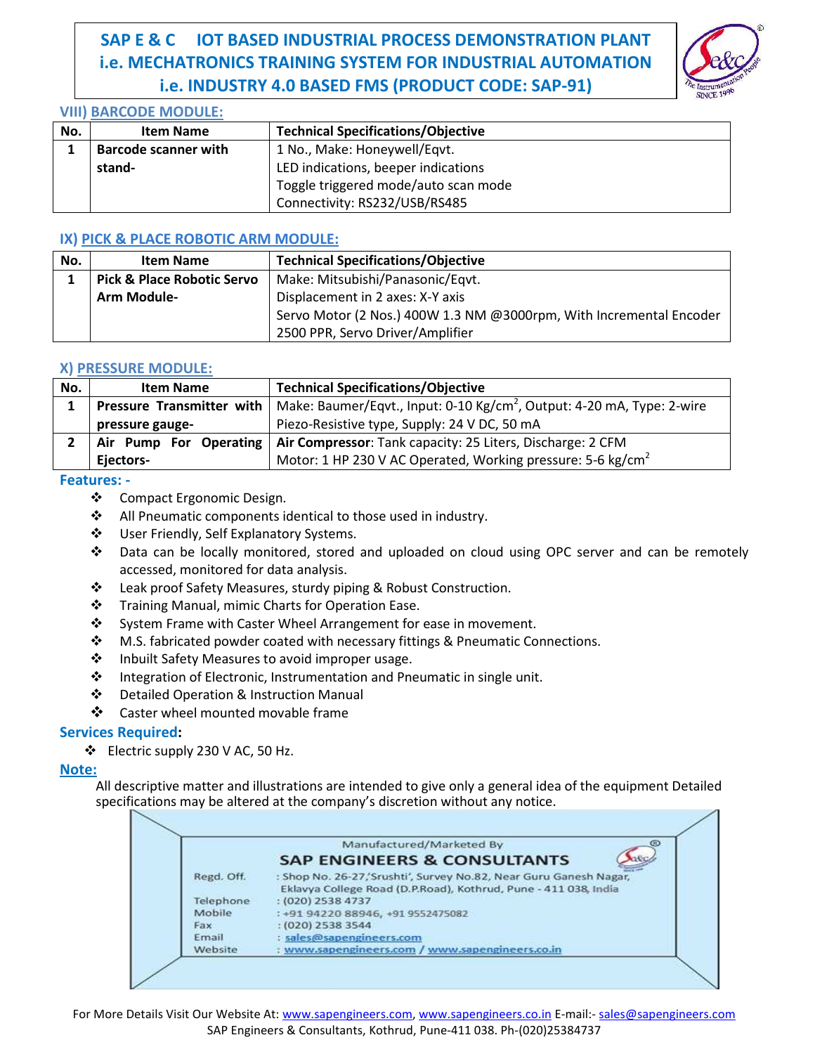## VIII) BARCODE MODULE:

| No. | Item Name | Technical Specifications/Objective |
|---|---|---|
| 1 | **Barcode scanner with stand-** | 1 No., Make: Honeywell/Eqvt.<br>LED indications, beeper indications<br>Toggle triggered mode/auto scan mode<br>Connectivity: RS232/USB/RS485 |

## IX) PICK & PLACE ROBOTIC ARM MODULE:

| No. | Item Name | Technical Specifications/Objective |
|---|---|---|
| 1 | **Pick & Place Robotic Servo Arm Module-** | Make: Mitsubishi/Panasonic/Eqvt.<br>Displacement in 2 axes: X-Y axis<br>Servo Motor (2 Nos.) 400W 1.3 NM @3000rpm, With Incremental Encoder 2500 PPR, Servo Driver/Amplifier |

## X) PRESSURE MODULE:

| No. | Item Name | Technical Specifications/Objective |
|---|---|---|
| 1 | **Pressure Transmitter with pressure gauge-** | Make: Baumer/Eqvt., Input: 0-10 Kg/cm$^2$, Output: 4-20 mA, Type: 2-wire Piezo-Resistive type, Supply: 24 V DC, 50 mA |
| 2 | **Air Pump For Operating Ejectors-** | **Air Compressor**: Tank capacity: 25 Liters, Discharge: 2 CFM<br>Motor: 1 HP 230 V AC Operated, Working pressure: 5-6 kg/cm$^2$ |

### Features: -

- Compact Ergonomic Design.
- All Pneumatic components identical to those used in industry.
- User Friendly, Self Explanatory Systems.
- Data can be locally monitored, stored and uploaded on cloud using OPC server and can be remotely accessed, monitored for data analysis.
- Leak proof Safety Measures, sturdy piping & Robust Construction.
- Training Manual, mimic Charts for Operation Ease.
- System Frame with Caster Wheel Arrangement for ease in movement.
- M.S. fabricated powder coated with necessary fittings & Pneumatic Connections.
- Inbuilt Safety Measures to avoid improper usage.
- Integration of Electronic, Instrumentation and Pneumatic in single unit.
- Detailed Operation & Instruction Manual
- Caster wheel mounted movable frame

### Services Required:

- Electric supply 230 V AC, 50 Hz.

### Note:

All descriptive matter and illustrations are intended to give only a general idea of the equipment Detailed specifications may be altered at the company's discretion without any notice.

Manufactured/Marketed By

**SAP ENGINEERS & CONSULTANTS**

| | |
|---|---|
| Regd. Off. | : Shop No. 26-27,'Srushti', Survey No.82, Near Guru Ganesh Nagar, Eklavya College Road (D.P.Road), Kothrud, Pune - 411 038, India |
| Telephone | : (020) 2538 4737 |
| Mobile | : +91 94220 88946, +91 9552475082 |
| Fax | : (020) 2538 3544 |
| Email | : sales@sapengineers.com |
| Website | : www.sapengineers.com / www.sapengineers.co.in |